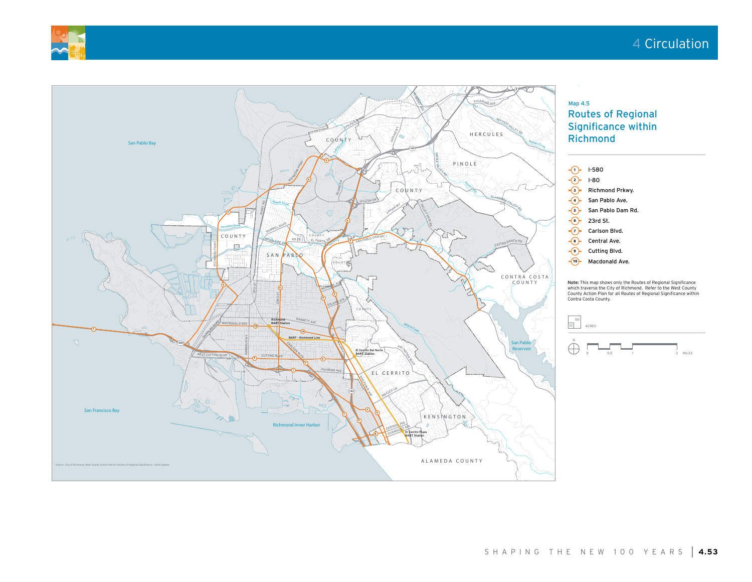## Map 4.5

# Routes of Regional Significance within Richmond

- 1 — I-580
- 2 — I-80
- 3 — Richmond Prkwy.
- 4 — San Pablo Ave.
- 5 — San Pablo Dam Rd.
- 6 — 23rd St.
- 7 — Carlson Blvd.
- 8 — Central Ave.
- 9 — Cutting Blvd.
- 10 — Macdonald Ave.

**Note:** This map shows only the Routes of Regional Significance which traverse the City of Richmond. Refer to the West County County Action Plan for all Routes of Regional Significance within Contra Costa County.

Source: City of Richmond, West County Action Plan for Routes of Regional Significance - 2009 Update